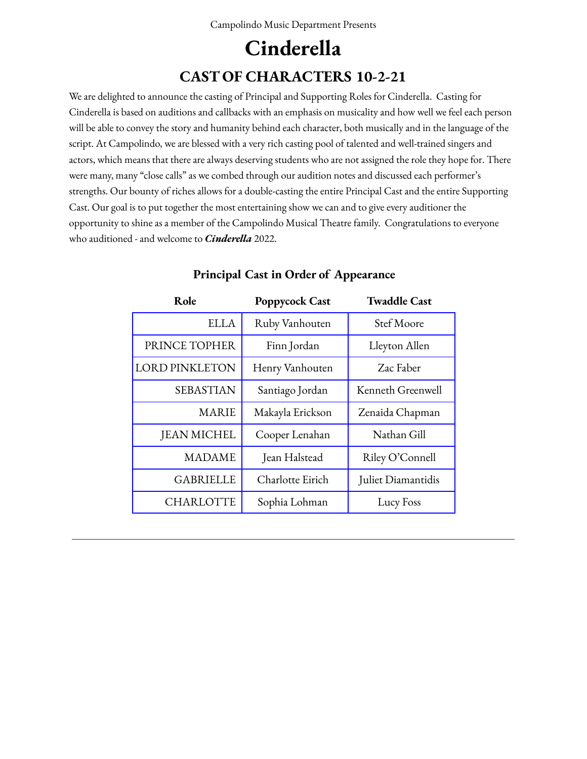Campolindo Music Department Presents

# Cinderella

## CAST OF CHARACTERS 10-2-21

We are delighted to announce the casting of Principal and Supporting Roles for Cinderella. Casting for Cinderella is based on auditions and callbacks with an emphasis on musicality and how well we feel each person will be able to convey the story and humanity behind each character, both musically and in the language of the script. At Campolindo, we are blessed with a very rich casting pool of talented and well-trained singers and actors, which means that there are always deserving students who are not assigned the role they hope for. There were many, many "close calls" as we combed through our audition notes and discussed each performer's strengths. Our bounty of riches allows for a double-casting the entire Principal Cast and the entire Supporting Cast. Our goal is to put together the most entertaining show we can and to give every auditioner the opportunity to shine as a member of the Campolindo Musical Theatre family. Congratulations to everyone who auditioned - and welcome to ***Cinderella*** 2022.

### Principal Cast in Order of Appearance

| Role | Poppycock Cast | Twaddle Cast |
|---:|---|---|
| ELLA | Ruby Vanhouten | Stef Moore |
| PRINCE TOPHER | Finn Jordan | Lleyton Allen |
| LORD PINKLETON | Henry Vanhouten | Zac Faber |
| SEBASTIAN | Santiago Jordan | Kenneth Greenwell |
| MARIE | Makayla Erickson | Zenaida Chapman |
| JEAN MICHEL | Cooper Lenahan | Nathan Gill |
| MADAME | Jean Halstead | Riley O'Connell |
| GABRIELLE | Charlotte Eirich | Juliet Diamantidis |
| CHARLOTTE | Sophia Lohman | Lucy Foss |

---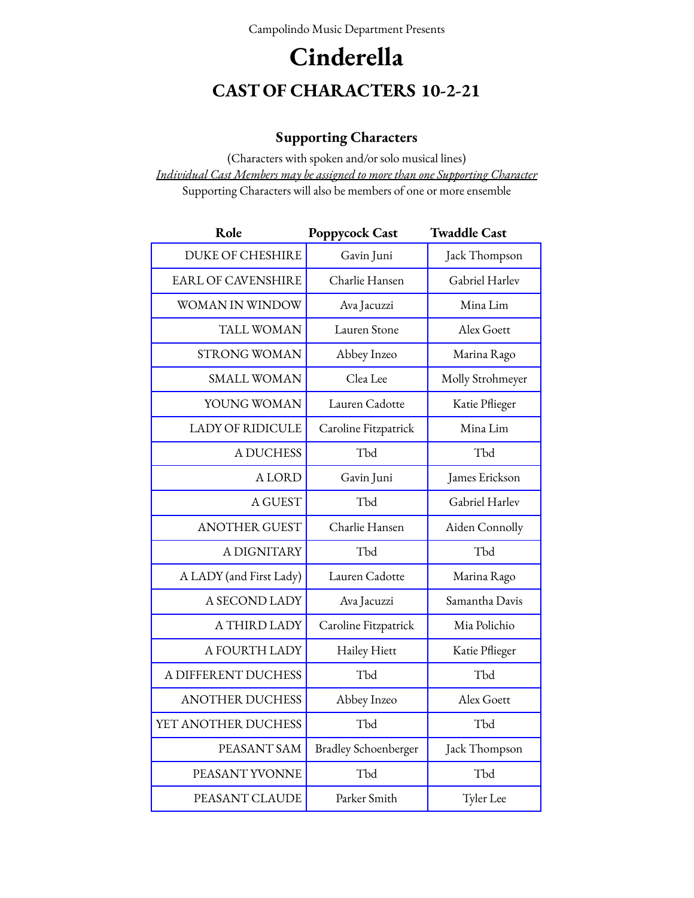Campolindo Music Department Presents

# Cinderella

## CAST OF CHARACTERS 10-2-21

### Supporting Characters

(Characters with spoken and/or solo musical lines)

*Individual Cast Members may be assigned to more than one Supporting Character*

Supporting Characters will also be members of one or more ensemble

| Role | Poppycock Cast | Twaddle Cast |
|---|---|---|
| DUKE OF CHESHIRE | Gavin Juni | Jack Thompson |
| EARL OF CAVENSHIRE | Charlie Hansen | Gabriel Harlev |
| WOMAN IN WINDOW | Ava Jacuzzi | Mina Lim |
| TALL WOMAN | Lauren Stone | Alex Goett |
| STRONG WOMAN | Abbey Inzeo | Marina Rago |
| SMALL WOMAN | Clea Lee | Molly Strohmeyer |
| YOUNG WOMAN | Lauren Cadotte | Katie Pflieger |
| LADY OF RIDICULE | Caroline Fitzpatrick | Mina Lim |
| A DUCHESS | Tbd | Tbd |
| A LORD | Gavin Juni | James Erickson |
| A GUEST | Tbd | Gabriel Harlev |
| ANOTHER GUEST | Charlie Hansen | Aiden Connolly |
| A DIGNITARY | Tbd | Tbd |
| A LADY (and First Lady) | Lauren Cadotte | Marina Rago |
| A SECOND LADY | Ava Jacuzzi | Samantha Davis |
| A THIRD LADY | Caroline Fitzpatrick | Mia Polichio |
| A FOURTH LADY | Hailey Hiett | Katie Pflieger |
| A DIFFERENT DUCHESS | Tbd | Tbd |
| ANOTHER DUCHESS | Abbey Inzeo | Alex Goett |
| YET ANOTHER DUCHESS | Tbd | Tbd |
| PEASANT SAM | Bradley Schoenberger | Jack Thompson |
| PEASANT YVONNE | Tbd | Tbd |
| PEASANT CLAUDE | Parker Smith | Tyler Lee |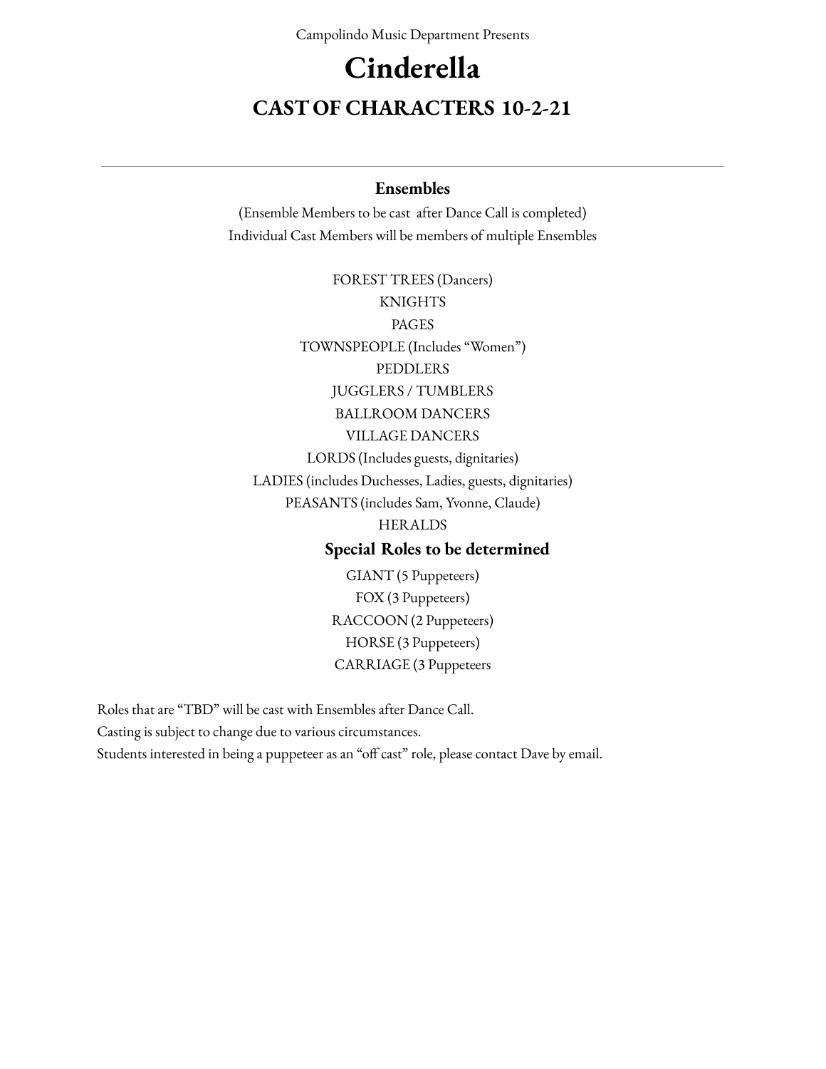Campolindo Music Department Presents

# Cinderella

## CAST OF CHARACTERS 10-2-21

---

### Ensembles

(Ensemble Members to be cast after Dance Call is completed)
Individual Cast Members will be members of multiple Ensembles

FOREST TREES (Dancers)
KNIGHTS
PAGES
TOWNSPEOPLE (Includes "Women")
PEDDLERS
JUGGLERS / TUMBLERS
BALLROOM DANCERS
VILLAGE DANCERS
LORDS (Includes guests, dignitaries)
LADIES (includes Duchesses, Ladies, guests, dignitaries)
PEASANTS (includes Sam, Yvonne, Claude)
HERALDS

### Special Roles to be determined

GIANT (5 Puppeteers)
FOX (3 Puppeteers)
RACCOON (2 Puppeteers)
HORSE (3 Puppeteers)
CARRIAGE (3 Puppeteers

Roles that are "TBD" will be cast with Ensembles after Dance Call.
Casting is subject to change due to various circumstances.
Students interested in being a puppeteer as an "off cast" role, please contact Dave by email.